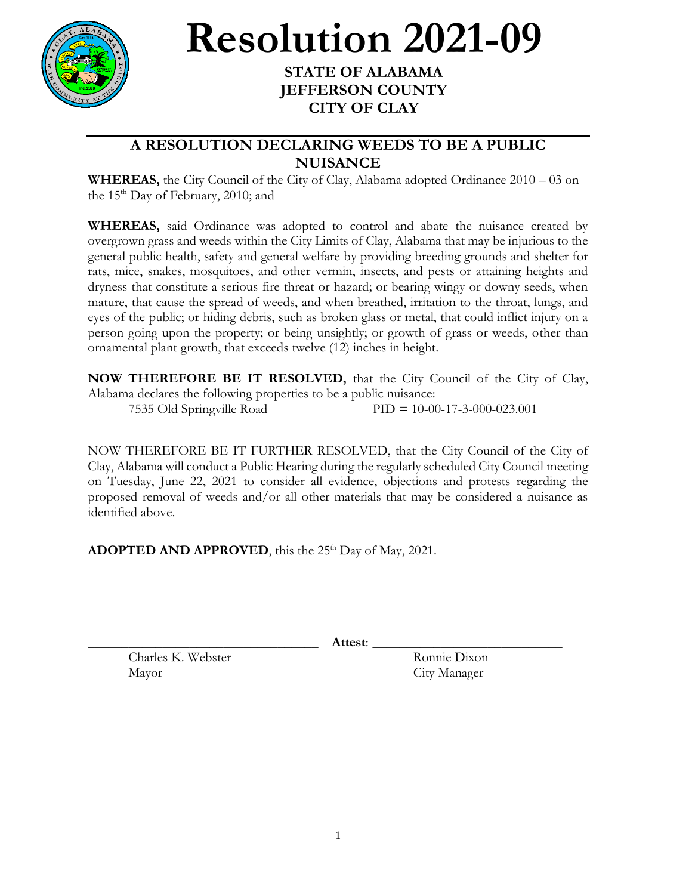# Resolution 2021-09

**STATE OF ALABAMA**
**JEFFERSON COUNTY**
**CITY OF CLAY**

---

## A RESOLUTION DECLARING WEEDS TO BE A PUBLIC NUISANCE

**WHEREAS,** the City Council of the City of Clay, Alabama adopted Ordinance 2010 – 03 on the 15th Day of February, 2010; and

**WHEREAS,** said Ordinance was adopted to control and abate the nuisance created by overgrown grass and weeds within the City Limits of Clay, Alabama that may be injurious to the general public health, safety and general welfare by providing breeding grounds and shelter for rats, mice, snakes, mosquitoes, and other vermin, insects, and pests or attaining heights and dryness that constitute a serious fire threat or hazard; or bearing wingy or downy seeds, when mature, that cause the spread of weeds, and when breathed, irritation to the throat, lungs, and eyes of the public; or hiding debris, such as broken glass or metal, that could inflict injury on a person going upon the property; or being unsightly; or growth of grass or weeds, other than ornamental plant growth, that exceeds twelve (12) inches in height.

**NOW THEREFORE BE IT RESOLVED,** that the City Council of the City of Clay, Alabama declares the following properties to be a public nuisance:

7535 Old Springville Road PID = 10-00-17-3-000-023.001

NOW THEREFORE BE IT FURTHER RESOLVED, that the City Council of the City of Clay, Alabama will conduct a Public Hearing during the regularly scheduled City Council meeting on Tuesday, June 22, 2021 to consider all evidence, objections and protests regarding the proposed removal of weeds and/or all other materials that may be considered a nuisance as identified above.

**ADOPTED AND APPROVED**, this the 25th Day of May, 2021.

\_\_\_\_\_\_\_\_\_\_\_\_\_\_\_\_\_\_\_\_\_\_\_\_\_\_\_\_\_\_\_\_ **Attest**: \_\_\_\_\_\_\_\_\_\_\_\_\_\_\_\_\_\_\_\_\_\_\_\_\_\_\_\_\_\_\_\_

Charles K. Webster
Mayor

Ronnie Dixon
City Manager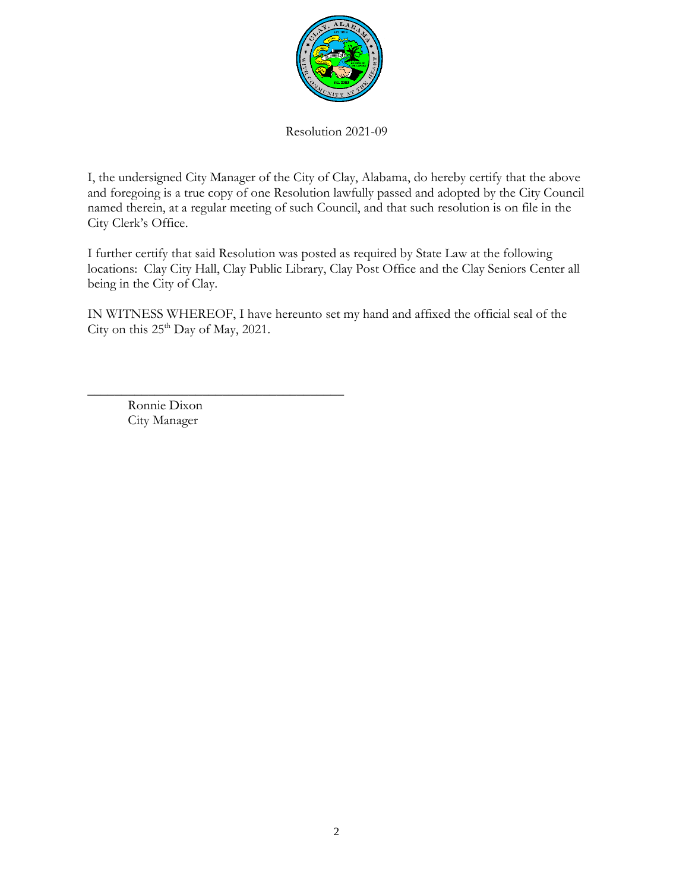Resolution 2021-09

I, the undersigned City Manager of the City of Clay, Alabama, do hereby certify that the above and foregoing is a true copy of one Resolution lawfully passed and adopted by the City Council named therein, at a regular meeting of such Council, and that such resolution is on file in the City Clerk's Office.

I further certify that said Resolution was posted as required by State Law at the following locations: Clay City Hall, Clay Public Library, Clay Post Office and the Clay Seniors Center all being in the City of Clay.

IN WITNESS WHEREOF, I have hereunto set my hand and affixed the official seal of the City on this 25th Day of May, 2021.

\_\_\_\_\_\_\_\_\_\_\_\_\_\_\_\_\_\_\_\_\_\_\_\_\_\_\_\_\_\_\_\_\_\_\_\_\_\_\_

Ronnie Dixon
City Manager